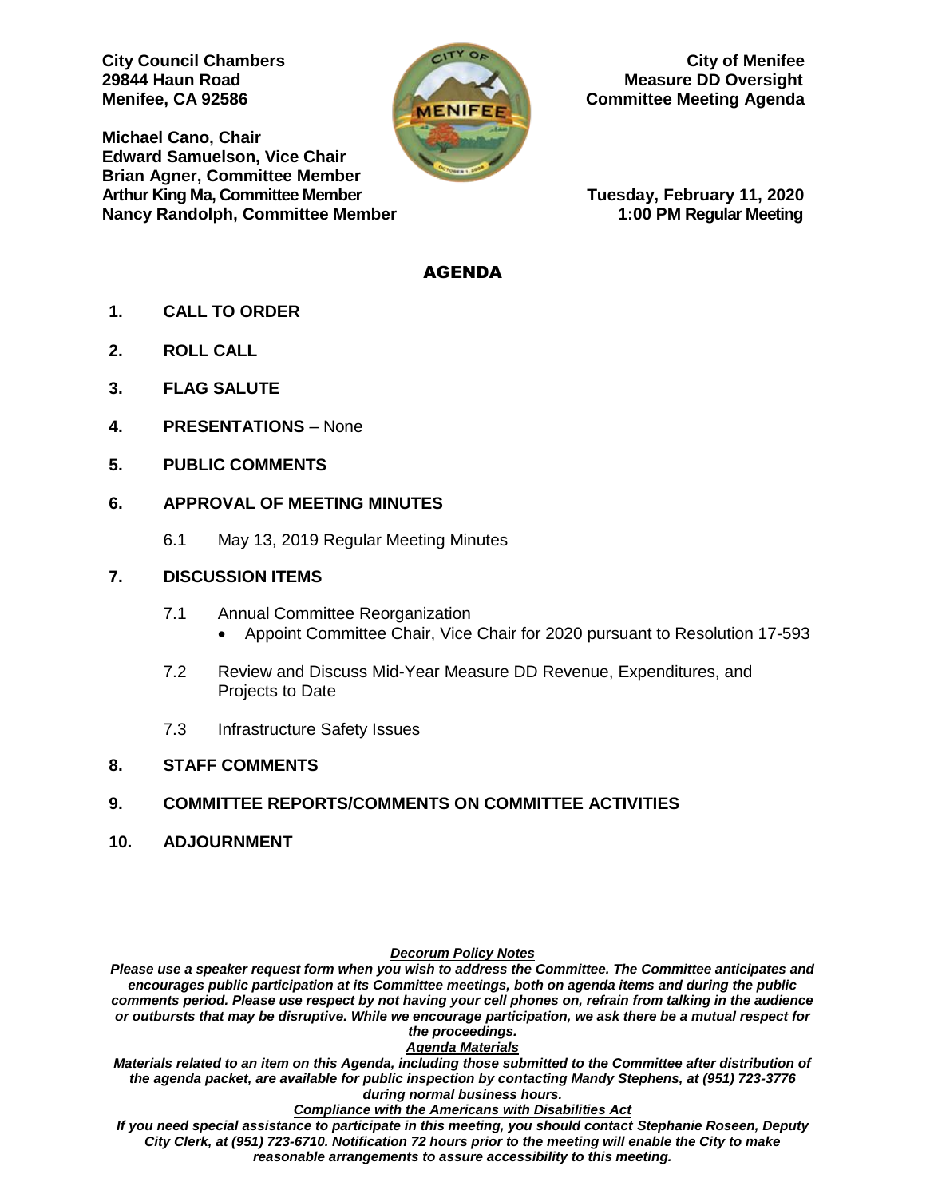**City Council Chambers**
**29844 Haun Road**
**Menifee, CA 92586**

**City of Menifee**
**Measure DD Oversight**
**Committee Meeting Agenda**

**Michael Cano, Chair**
**Edward Samuelson, Vice Chair**
**Brian Agner, Committee Member**
**Arthur King Ma, Committee Member**
**Nancy Randolph, Committee Member**

**Tuesday, February 11, 2020**
**1:00 PM Regular Meeting**

# AGENDA

**1. CALL TO ORDER**

**2. ROLL CALL**

**3. FLAG SALUTE**

**4. PRESENTATIONS** – None

**5. PUBLIC COMMENTS**

**6. APPROVAL OF MEETING MINUTES**

6.1 May 13, 2019 Regular Meeting Minutes

**7. DISCUSSION ITEMS**

7.1 Annual Committee Reorganization
- Appoint Committee Chair, Vice Chair for 2020 pursuant to Resolution 17-593

7.2 Review and Discuss Mid-Year Measure DD Revenue, Expenditures, and Projects to Date

7.3 Infrastructure Safety Issues

**8. STAFF COMMENTS**

**9. COMMITTEE REPORTS/COMMENTS ON COMMITTEE ACTIVITIES**

**10. ADJOURNMENT**

***Decorum Policy Notes***

***Please use a speaker request form when you wish to address the Committee. The Committee anticipates and encourages public participation at its Committee meetings, both on agenda items and during the public comments period. Please use respect by not having your cell phones on, refrain from talking in the audience or outbursts that may be disruptive. While we encourage participation, we ask there be a mutual respect for the proceedings.***

***Agenda Materials***

***Materials related to an item on this Agenda, including those submitted to the Committee after distribution of the agenda packet, are available for public inspection by contacting Mandy Stephens, at (951) 723-3776 during normal business hours.***

***Compliance with the Americans with Disabilities Act***

***If you need special assistance to participate in this meeting, you should contact Stephanie Roseen, Deputy City Clerk, at (951) 723-6710. Notification 72 hours prior to the meeting will enable the City to make reasonable arrangements to assure accessibility to this meeting.***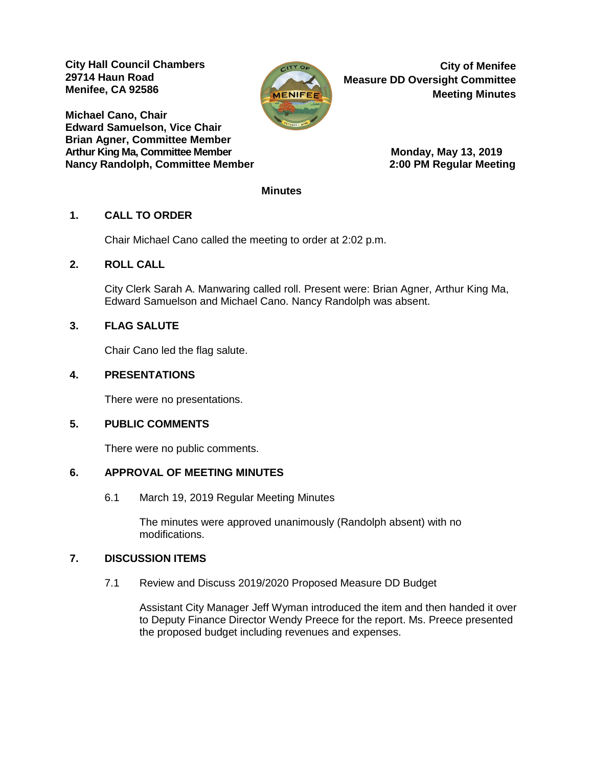**City Hall Council Chambers**
**29714 Haun Road**
**Menifee, CA 92586**

**Michael Cano, Chair**
**Edward Samuelson, Vice Chair**
**Brian Agner, Committee Member**
**Arthur King Ma, Committee Member**
**Nancy Randolph, Committee Member**

**City of Menifee**
**Measure DD Oversight Committee**
**Meeting Minutes**

**Monday, May 13, 2019**
**2:00 PM Regular Meeting**

**Minutes**

## 1. CALL TO ORDER

Chair Michael Cano called the meeting to order at 2:02 p.m.

## 2. ROLL CALL

City Clerk Sarah A. Manwaring called roll. Present were: Brian Agner, Arthur King Ma, Edward Samuelson and Michael Cano. Nancy Randolph was absent.

## 3. FLAG SALUTE

Chair Cano led the flag salute.

## 4. PRESENTATIONS

There were no presentations.

## 5. PUBLIC COMMENTS

There were no public comments.

## 6. APPROVAL OF MEETING MINUTES

6.1 March 19, 2019 Regular Meeting Minutes

The minutes were approved unanimously (Randolph absent) with no modifications.

## 7. DISCUSSION ITEMS

7.1 Review and Discuss 2019/2020 Proposed Measure DD Budget

Assistant City Manager Jeff Wyman introduced the item and then handed it over to Deputy Finance Director Wendy Preece for the report. Ms. Preece presented the proposed budget including revenues and expenses.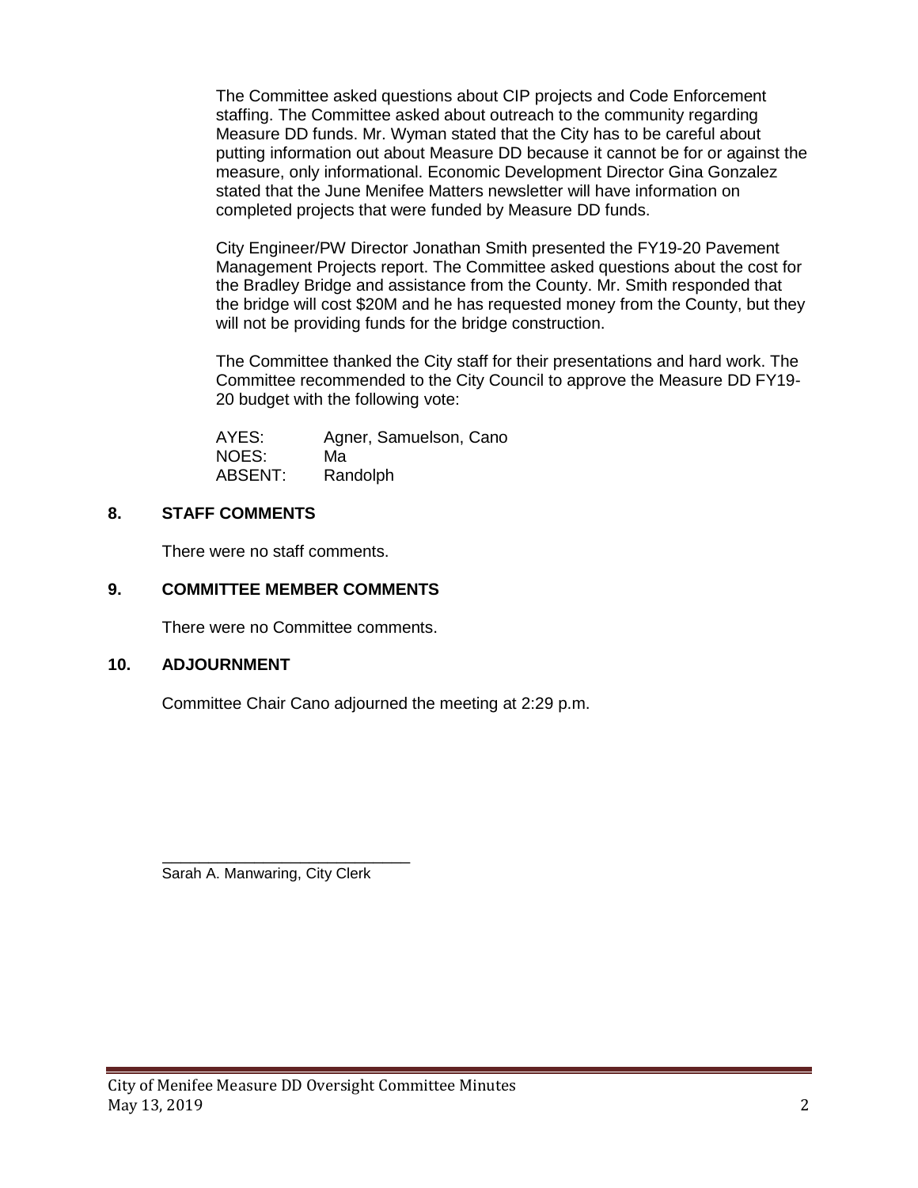The Committee asked questions about CIP projects and Code Enforcement staffing. The Committee asked about outreach to the community regarding Measure DD funds. Mr. Wyman stated that the City has to be careful about putting information out about Measure DD because it cannot be for or against the measure, only informational. Economic Development Director Gina Gonzalez stated that the June Menifee Matters newsletter will have information on completed projects that were funded by Measure DD funds.

City Engineer/PW Director Jonathan Smith presented the FY19-20 Pavement Management Projects report. The Committee asked questions about the cost for the Bradley Bridge and assistance from the County. Mr. Smith responded that the bridge will cost $20M and he has requested money from the County, but they will not be providing funds for the bridge construction.

The Committee thanked the City staff for their presentations and hard work. The Committee recommended to the City Council to approve the Measure DD FY19-20 budget with the following vote:

| | |
|---|---|
| AYES: | Agner, Samuelson, Cano |
| NOES: | Ma |
| ABSENT: | Randolph |

**8. STAFF COMMENTS**

There were no staff comments.

**9. COMMITTEE MEMBER COMMENTS**

There were no Committee comments.

**10. ADJOURNMENT**

Committee Chair Cano adjourned the meeting at 2:29 p.m.

____________________________
Sarah A. Manwaring, City Clerk